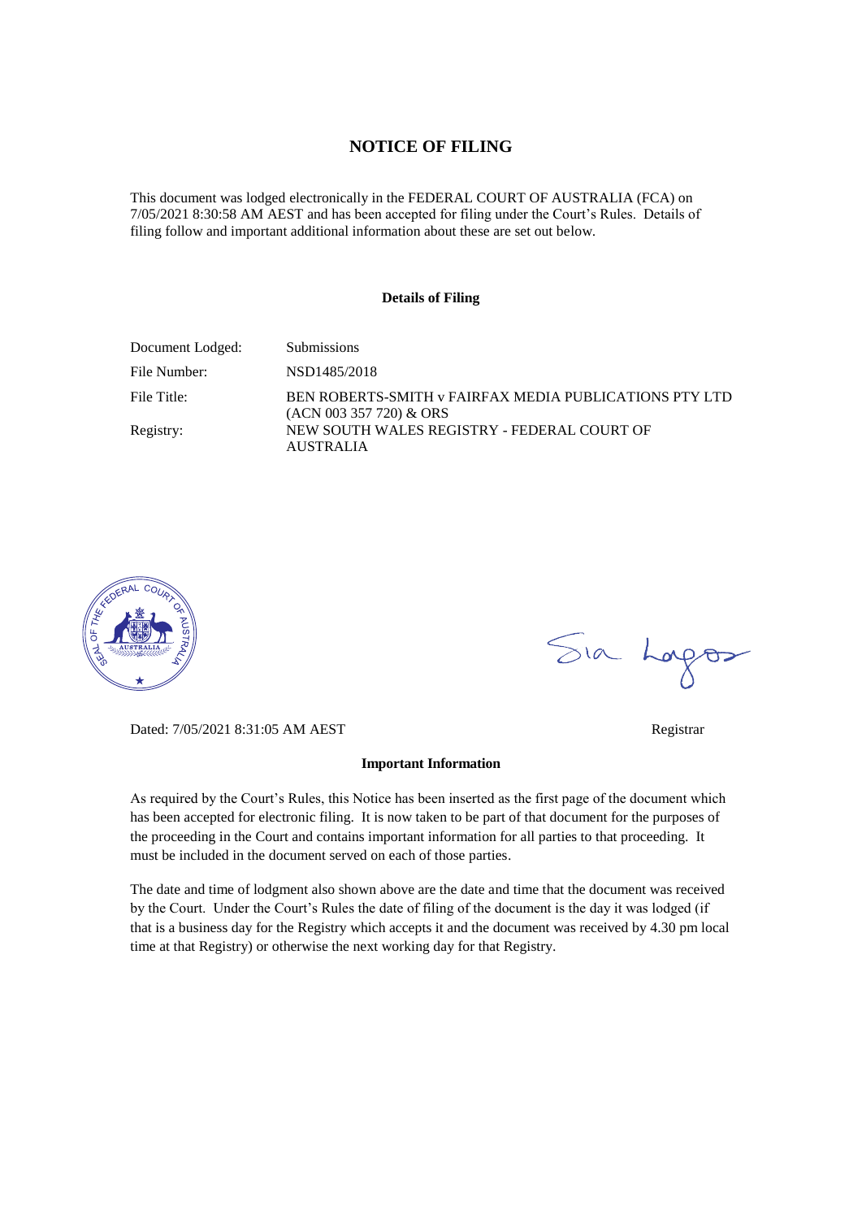# NOTICE OF FILING

This document was lodged electronically in the FEDERAL COURT OF AUSTRALIA (FCA) on 7/05/2021 8:30:58 AM AEST and has been accepted for filing under the Court's Rules. Details of filing follow and important additional information about these are set out below.

**Details of Filing**

| | |
|---|---|
| Document Lodged: | Submissions |
| File Number: | NSD1485/2018 |
| File Title: | BEN ROBERTS-SMITH v FAIRFAX MEDIA PUBLICATIONS PTY LTD (ACN 003 357 720) & ORS |
| Registry: | NEW SOUTH WALES REGISTRY - FEDERAL COURT OF AUSTRALIA |

Dated: 7/05/2021 8:31:05 AM AEST

Registrar

**Important Information**

As required by the Court's Rules, this Notice has been inserted as the first page of the document which has been accepted for electronic filing. It is now taken to be part of that document for the purposes of the proceeding in the Court and contains important information for all parties to that proceeding. It must be included in the document served on each of those parties.

The date and time of lodgment also shown above are the date and time that the document was received by the Court. Under the Court's Rules the date of filing of the document is the day it was lodged (if that is a business day for the Registry which accepts it and the document was received by 4.30 pm local time at that Registry) or otherwise the next working day for that Registry.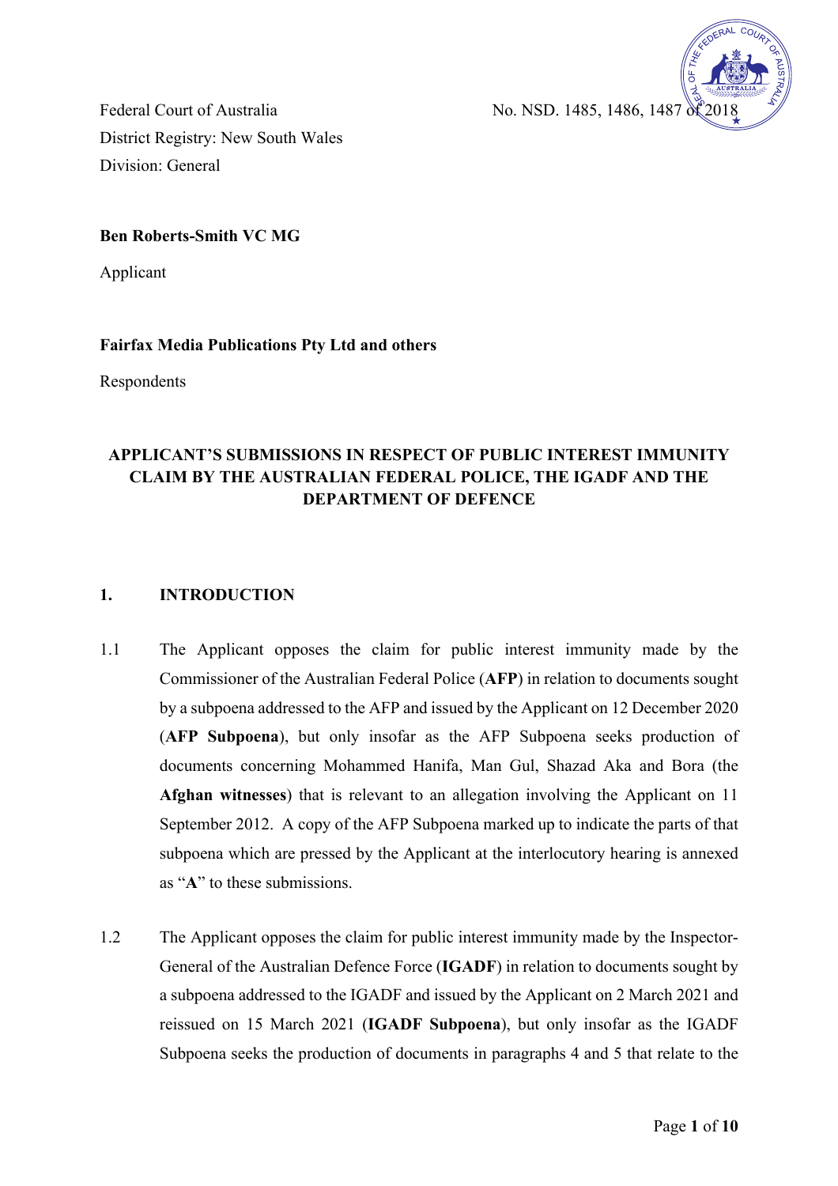Federal Court of Australia
District Registry: New South Wales
Division: General

No. NSD. 1485, 1486, 1487 of 2018

**Ben Roberts-Smith VC MG**

Applicant

**Fairfax Media Publications Pty Ltd and others**

Respondents

**APPLICANT'S SUBMISSIONS IN RESPECT OF PUBLIC INTEREST IMMUNITY CLAIM BY THE AUSTRALIAN FEDERAL POLICE, THE IGADF AND THE DEPARTMENT OF DEFENCE**

## 1. INTRODUCTION

1.1 The Applicant opposes the claim for public interest immunity made by the Commissioner of the Australian Federal Police (**AFP**) in relation to documents sought by a subpoena addressed to the AFP and issued by the Applicant on 12 December 2020 (**AFP Subpoena**), but only insofar as the AFP Subpoena seeks production of documents concerning Mohammed Hanifa, Man Gul, Shazad Aka and Bora (the **Afghan witnesses**) that is relevant to an allegation involving the Applicant on 11 September 2012. A copy of the AFP Subpoena marked up to indicate the parts of that subpoena which are pressed by the Applicant at the interlocutory hearing is annexed as "**A**" to these submissions.

1.2 The Applicant opposes the claim for public interest immunity made by the Inspector-General of the Australian Defence Force (**IGADF**) in relation to documents sought by a subpoena addressed to the IGADF and issued by the Applicant on 2 March 2021 and reissued on 15 March 2021 (**IGADF Subpoena**), but only insofar as the IGADF Subpoena seeks the production of documents in paragraphs 4 and 5 that relate to the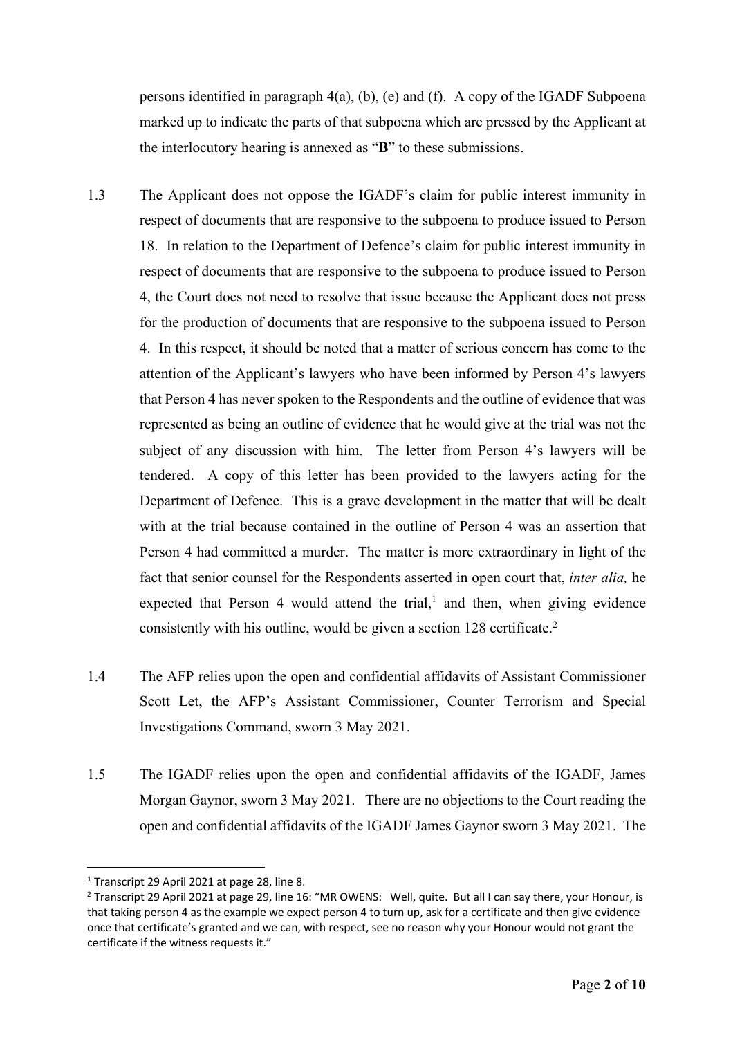persons identified in paragraph 4(a), (b), (e) and (f). A copy of the IGADF Subpoena marked up to indicate the parts of that subpoena which are pressed by the Applicant at the interlocutory hearing is annexed as "**B**" to these submissions.

1.3 The Applicant does not oppose the IGADF's claim for public interest immunity in respect of documents that are responsive to the subpoena to produce issued to Person 18. In relation to the Department of Defence's claim for public interest immunity in respect of documents that are responsive to the subpoena to produce issued to Person 4, the Court does not need to resolve that issue because the Applicant does not press for the production of documents that are responsive to the subpoena issued to Person 4. In this respect, it should be noted that a matter of serious concern has come to the attention of the Applicant's lawyers who have been informed by Person 4's lawyers that Person 4 has never spoken to the Respondents and the outline of evidence that was represented as being an outline of evidence that he would give at the trial was not the subject of any discussion with him. The letter from Person 4's lawyers will be tendered. A copy of this letter has been provided to the lawyers acting for the Department of Defence. This is a grave development in the matter that will be dealt with at the trial because contained in the outline of Person 4 was an assertion that Person 4 had committed a murder. The matter is more extraordinary in light of the fact that senior counsel for the Respondents asserted in open court that, *inter alia,* he expected that Person 4 would attend the trial,[1] and then, when giving evidence consistently with his outline, would be given a section 128 certificate.[2]

1.4 The AFP relies upon the open and confidential affidavits of Assistant Commissioner Scott Let, the AFP's Assistant Commissioner, Counter Terrorism and Special Investigations Command, sworn 3 May 2021.

1.5 The IGADF relies upon the open and confidential affidavits of the IGADF, James Morgan Gaynor, sworn 3 May 2021. There are no objections to the Court reading the open and confidential affidavits of the IGADF James Gaynor sworn 3 May 2021. The

---

[1] Transcript 29 April 2021 at page 28, line 8.

[2] Transcript 29 April 2021 at page 29, line 16: "MR OWENS: Well, quite. But all I can say there, your Honour, is that taking person 4 as the example we expect person 4 to turn up, ask for a certificate and then give evidence once that certificate's granted and we can, with respect, see no reason why your Honour would not grant the certificate if the witness requests it."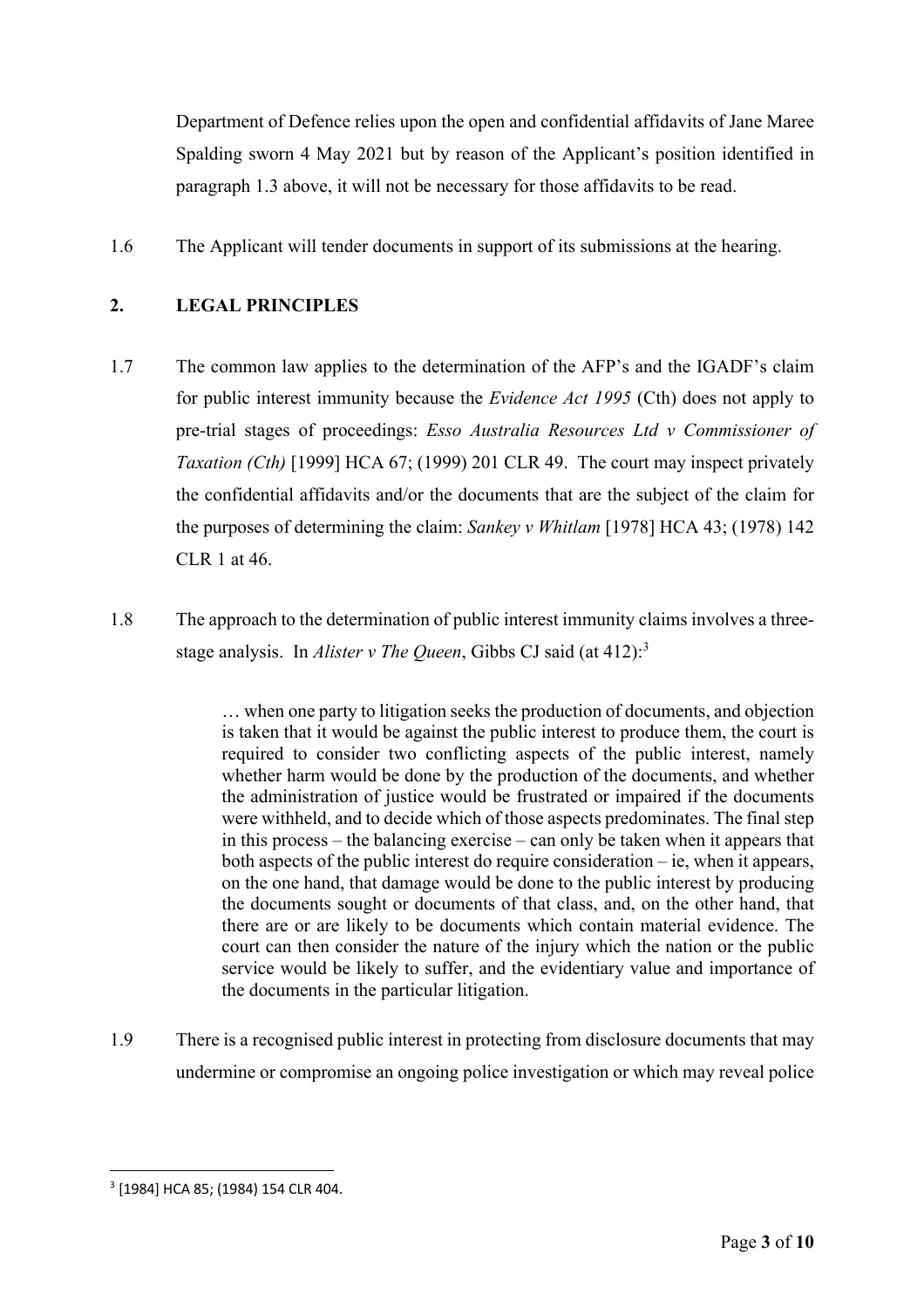Department of Defence relies upon the open and confidential affidavits of Jane Maree Spalding sworn 4 May 2021 but by reason of the Applicant's position identified in paragraph 1.3 above, it will not be necessary for those affidavits to be read.

1.6 The Applicant will tender documents in support of its submissions at the hearing.

## 2. LEGAL PRINCIPLES

1.7 The common law applies to the determination of the AFP's and the IGADF's claim for public interest immunity because the *Evidence Act 1995* (Cth) does not apply to pre-trial stages of proceedings: *Esso Australia Resources Ltd v Commissioner of Taxation (Cth)* [1999] HCA 67; (1999) 201 CLR 49. The court may inspect privately the confidential affidavits and/or the documents that are the subject of the claim for the purposes of determining the claim: *Sankey v Whitlam* [1978] HCA 43; (1978) 142 CLR 1 at 46.

1.8 The approach to the determination of public interest immunity claims involves a three-stage analysis. In *Alister v The Queen*, Gibbs CJ said (at 412):[3]

> … when one party to litigation seeks the production of documents, and objection is taken that it would be against the public interest to produce them, the court is required to consider two conflicting aspects of the public interest, namely whether harm would be done by the production of the documents, and whether the administration of justice would be frustrated or impaired if the documents were withheld, and to decide which of those aspects predominates. The final step in this process – the balancing exercise – can only be taken when it appears that both aspects of the public interest do require consideration – ie, when it appears, on the one hand, that damage would be done to the public interest by producing the documents sought or documents of that class, and, on the other hand, that there are or are likely to be documents which contain material evidence. The court can then consider the nature of the injury which the nation or the public service would be likely to suffer, and the evidentiary value and importance of the documents in the particular litigation.

1.9 There is a recognised public interest in protecting from disclosure documents that may undermine or compromise an ongoing police investigation or which may reveal police

---

[3] [1984] HCA 85; (1984) 154 CLR 404.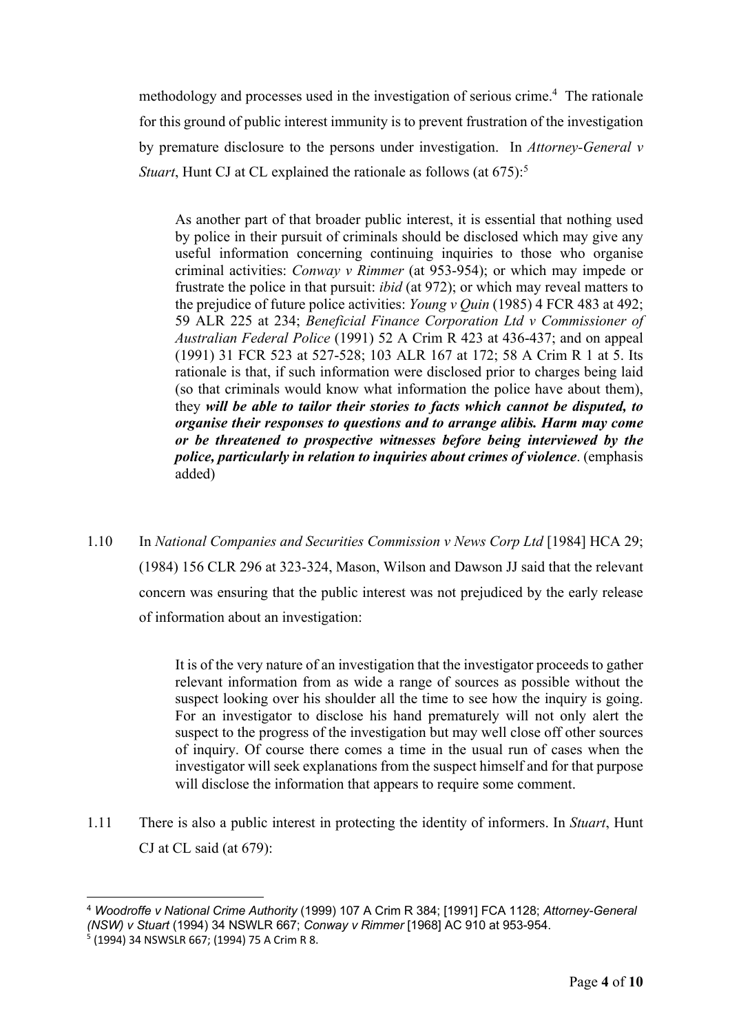methodology and processes used in the investigation of serious crime.[4] The rationale for this ground of public interest immunity is to prevent frustration of the investigation by premature disclosure to the persons under investigation. In *Attorney-General v Stuart*, Hunt CJ at CL explained the rationale as follows (at 675):[5]

> As another part of that broader public interest, it is essential that nothing used by police in their pursuit of criminals should be disclosed which may give any useful information concerning continuing inquiries to those who organise criminal activities: *Conway v Rimmer* (at 953-954); or which may impede or frustrate the police in that pursuit: *ibid* (at 972); or which may reveal matters to the prejudice of future police activities: *Young v Quin* (1985) 4 FCR 483 at 492; 59 ALR 225 at 234; *Beneficial Finance Corporation Ltd v Commissioner of Australian Federal Police* (1991) 52 A Crim R 423 at 436-437; and on appeal (1991) 31 FCR 523 at 527-528; 103 ALR 167 at 172; 58 A Crim R 1 at 5. Its rationale is that, if such information were disclosed prior to charges being laid (so that criminals would know what information the police have about them), they ***will be able to tailor their stories to facts which cannot be disputed, to organise their responses to questions and to arrange alibis. Harm may come or be threatened to prospective witnesses before being interviewed by the police, particularly in relation to inquiries about crimes of violence***. (emphasis added)

1.10 In *National Companies and Securities Commission v News Corp Ltd* [1984] HCA 29; (1984) 156 CLR 296 at 323-324, Mason, Wilson and Dawson JJ said that the relevant concern was ensuring that the public interest was not prejudiced by the early release of information about an investigation:

> It is of the very nature of an investigation that the investigator proceeds to gather relevant information from as wide a range of sources as possible without the suspect looking over his shoulder all the time to see how the inquiry is going. For an investigator to disclose his hand prematurely will not only alert the suspect to the progress of the investigation but may well close off other sources of inquiry. Of course there comes a time in the usual run of cases when the investigator will seek explanations from the suspect himself and for that purpose will disclose the information that appears to require some comment.

1.11 There is also a public interest in protecting the identity of informers. In *Stuart*, Hunt CJ at CL said (at 679):

---

[4] *Woodroffe v National Crime Authority* (1999) 107 A Crim R 384; [1991] FCA 1128; *Attorney-General (NSW) v Stuart* (1994) 34 NSWLR 667; *Conway v Rimmer* [1968] AC 910 at 953-954.

[5] (1994) 34 NSWSLR 667; (1994) 75 A Crim R 8.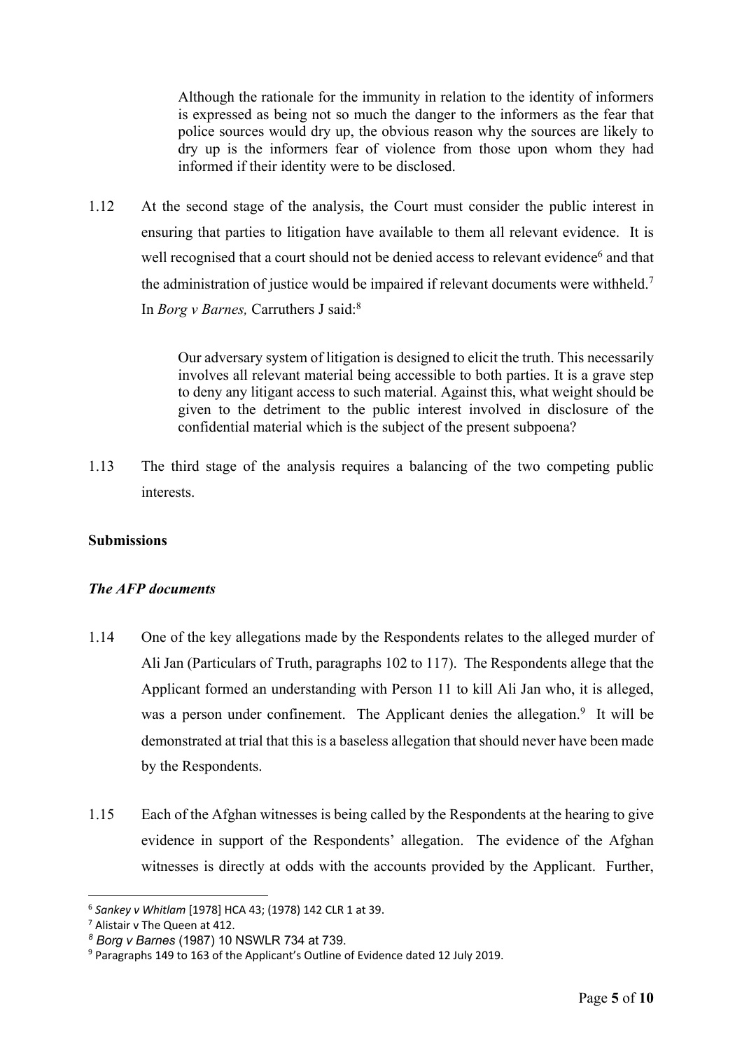> Although the rationale for the immunity in relation to the identity of informers is expressed as being not so much the danger to the informers as the fear that police sources would dry up, the obvious reason why the sources are likely to dry up is the informers fear of violence from those upon whom they had informed if their identity were to be disclosed.

1.12 At the second stage of the analysis, the Court must consider the public interest in ensuring that parties to litigation have available to them all relevant evidence. It is well recognised that a court should not be denied access to relevant evidence[6] and that the administration of justice would be impaired if relevant documents were withheld.[7] In *Borg v Barnes,* Carruthers J said:[8]

> Our adversary system of litigation is designed to elicit the truth. This necessarily involves all relevant material being accessible to both parties. It is a grave step to deny any litigant access to such material. Against this, what weight should be given to the detriment to the public interest involved in disclosure of the confidential material which is the subject of the present subpoena?

1.13 The third stage of the analysis requires a balancing of the two competing public interests.

**Submissions**

***The AFP documents***

1.14 One of the key allegations made by the Respondents relates to the alleged murder of Ali Jan (Particulars of Truth, paragraphs 102 to 117). The Respondents allege that the Applicant formed an understanding with Person 11 to kill Ali Jan who, it is alleged, was a person under confinement. The Applicant denies the allegation.[9] It will be demonstrated at trial that this is a baseless allegation that should never have been made by the Respondents.

1.15 Each of the Afghan witnesses is being called by the Respondents at the hearing to give evidence in support of the Respondents' allegation. The evidence of the Afghan witnesses is directly at odds with the accounts provided by the Applicant. Further,

---

[6] *Sankey v Whitlam* [1978] HCA 43; (1978) 142 CLR 1 at 39.

[7] Alistair v The Queen at 412.

[8] *Borg v Barnes* (1987) 10 NSWLR 734 at 739.

[9] Paragraphs 149 to 163 of the Applicant's Outline of Evidence dated 12 July 2019.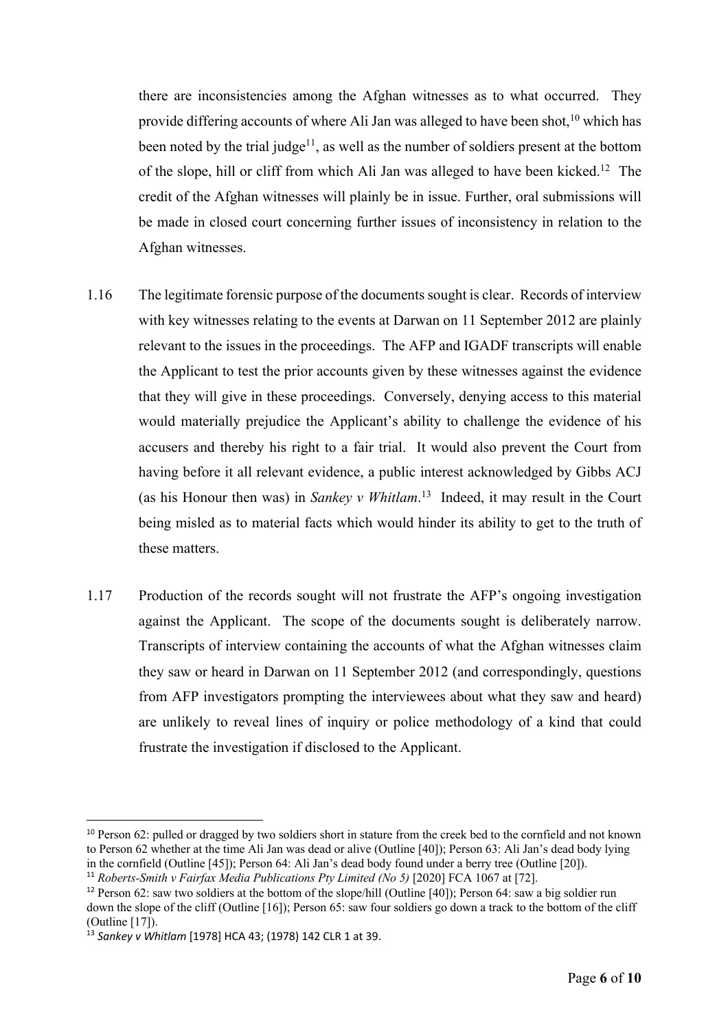there are inconsistencies among the Afghan witnesses as to what occurred. They provide differing accounts of where Ali Jan was alleged to have been shot,[10] which has been noted by the trial judge[11], as well as the number of soldiers present at the bottom of the slope, hill or cliff from which Ali Jan was alleged to have been kicked.[12] The credit of the Afghan witnesses will plainly be in issue. Further, oral submissions will be made in closed court concerning further issues of inconsistency in relation to the Afghan witnesses.

1.16 The legitimate forensic purpose of the documents sought is clear. Records of interview with key witnesses relating to the events at Darwan on 11 September 2012 are plainly relevant to the issues in the proceedings. The AFP and IGADF transcripts will enable the Applicant to test the prior accounts given by these witnesses against the evidence that they will give in these proceedings. Conversely, denying access to this material would materially prejudice the Applicant's ability to challenge the evidence of his accusers and thereby his right to a fair trial. It would also prevent the Court from having before it all relevant evidence, a public interest acknowledged by Gibbs ACJ (as his Honour then was) in *Sankey v Whitlam*.[13] Indeed, it may result in the Court being misled as to material facts which would hinder its ability to get to the truth of these matters.

1.17 Production of the records sought will not frustrate the AFP's ongoing investigation against the Applicant. The scope of the documents sought is deliberately narrow. Transcripts of interview containing the accounts of what the Afghan witnesses claim they saw or heard in Darwan on 11 September 2012 (and correspondingly, questions from AFP investigators prompting the interviewees about what they saw and heard) are unlikely to reveal lines of inquiry or police methodology of a kind that could frustrate the investigation if disclosed to the Applicant.

---

[10] Person 62: pulled or dragged by two soldiers short in stature from the creek bed to the cornfield and not known to Person 62 whether at the time Ali Jan was dead or alive (Outline [40]); Person 63: Ali Jan's dead body lying in the cornfield (Outline [45]); Person 64: Ali Jan's dead body found under a berry tree (Outline [20]).

[11] *Roberts-Smith v Fairfax Media Publications Pty Limited (No 5)* [2020] FCA 1067 at [72].

[12] Person 62: saw two soldiers at the bottom of the slope/hill (Outline [40]); Person 64: saw a big soldier run down the slope of the cliff (Outline [16]); Person 65: saw four soldiers go down a track to the bottom of the cliff (Outline [17]).

[13] *Sankey v Whitlam* [1978] HCA 43; (1978) 142 CLR 1 at 39.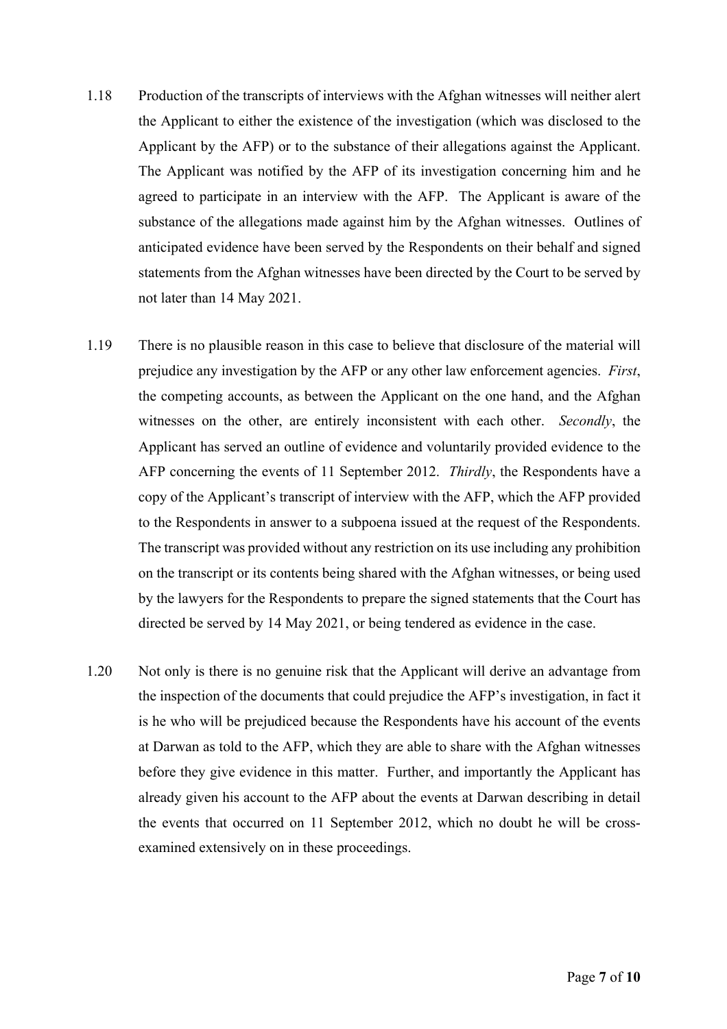1.18 Production of the transcripts of interviews with the Afghan witnesses will neither alert the Applicant to either the existence of the investigation (which was disclosed to the Applicant by the AFP) or to the substance of their allegations against the Applicant. The Applicant was notified by the AFP of its investigation concerning him and he agreed to participate in an interview with the AFP. The Applicant is aware of the substance of the allegations made against him by the Afghan witnesses. Outlines of anticipated evidence have been served by the Respondents on their behalf and signed statements from the Afghan witnesses have been directed by the Court to be served by not later than 14 May 2021.

1.19 There is no plausible reason in this case to believe that disclosure of the material will prejudice any investigation by the AFP or any other law enforcement agencies. *First*, the competing accounts, as between the Applicant on the one hand, and the Afghan witnesses on the other, are entirely inconsistent with each other. *Secondly*, the Applicant has served an outline of evidence and voluntarily provided evidence to the AFP concerning the events of 11 September 2012. *Thirdly*, the Respondents have a copy of the Applicant's transcript of interview with the AFP, which the AFP provided to the Respondents in answer to a subpoena issued at the request of the Respondents. The transcript was provided without any restriction on its use including any prohibition on the transcript or its contents being shared with the Afghan witnesses, or being used by the lawyers for the Respondents to prepare the signed statements that the Court has directed be served by 14 May 2021, or being tendered as evidence in the case.

1.20 Not only is there is no genuine risk that the Applicant will derive an advantage from the inspection of the documents that could prejudice the AFP's investigation, in fact it is he who will be prejudiced because the Respondents have his account of the events at Darwan as told to the AFP, which they are able to share with the Afghan witnesses before they give evidence in this matter. Further, and importantly the Applicant has already given his account to the AFP about the events at Darwan describing in detail the events that occurred on 11 September 2012, which no doubt he will be cross-examined extensively on in these proceedings.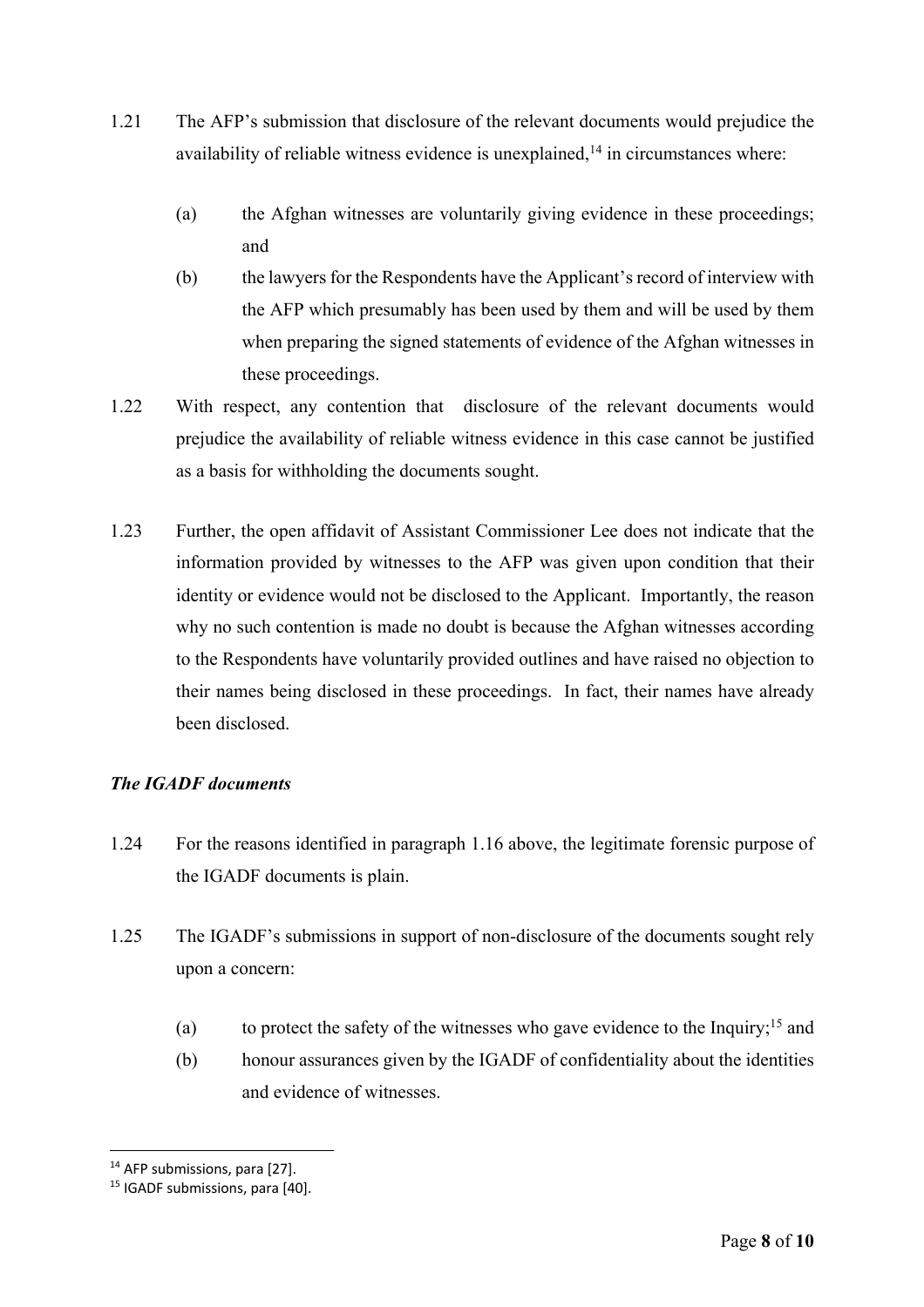1.21 The AFP's submission that disclosure of the relevant documents would prejudice the availability of reliable witness evidence is unexplained,[14] in circumstances where:

(a) the Afghan witnesses are voluntarily giving evidence in these proceedings; and

(b) the lawyers for the Respondents have the Applicant's record of interview with the AFP which presumably has been used by them and will be used by them when preparing the signed statements of evidence of the Afghan witnesses in these proceedings.

1.22 With respect, any contention that disclosure of the relevant documents would prejudice the availability of reliable witness evidence in this case cannot be justified as a basis for withholding the documents sought.

1.23 Further, the open affidavit of Assistant Commissioner Lee does not indicate that the information provided by witnesses to the AFP was given upon condition that their identity or evidence would not be disclosed to the Applicant. Importantly, the reason why no such contention is made no doubt is because the Afghan witnesses according to the Respondents have voluntarily provided outlines and have raised no objection to their names being disclosed in these proceedings. In fact, their names have already been disclosed.

***The IGADF documents***

1.24 For the reasons identified in paragraph 1.16 above, the legitimate forensic purpose of the IGADF documents is plain.

1.25 The IGADF's submissions in support of non-disclosure of the documents sought rely upon a concern:

(a) to protect the safety of the witnesses who gave evidence to the Inquiry;[15] and

(b) honour assurances given by the IGADF of confidentiality about the identities and evidence of witnesses.

---

[14] AFP submissions, para [27].

[15] IGADF submissions, para [40].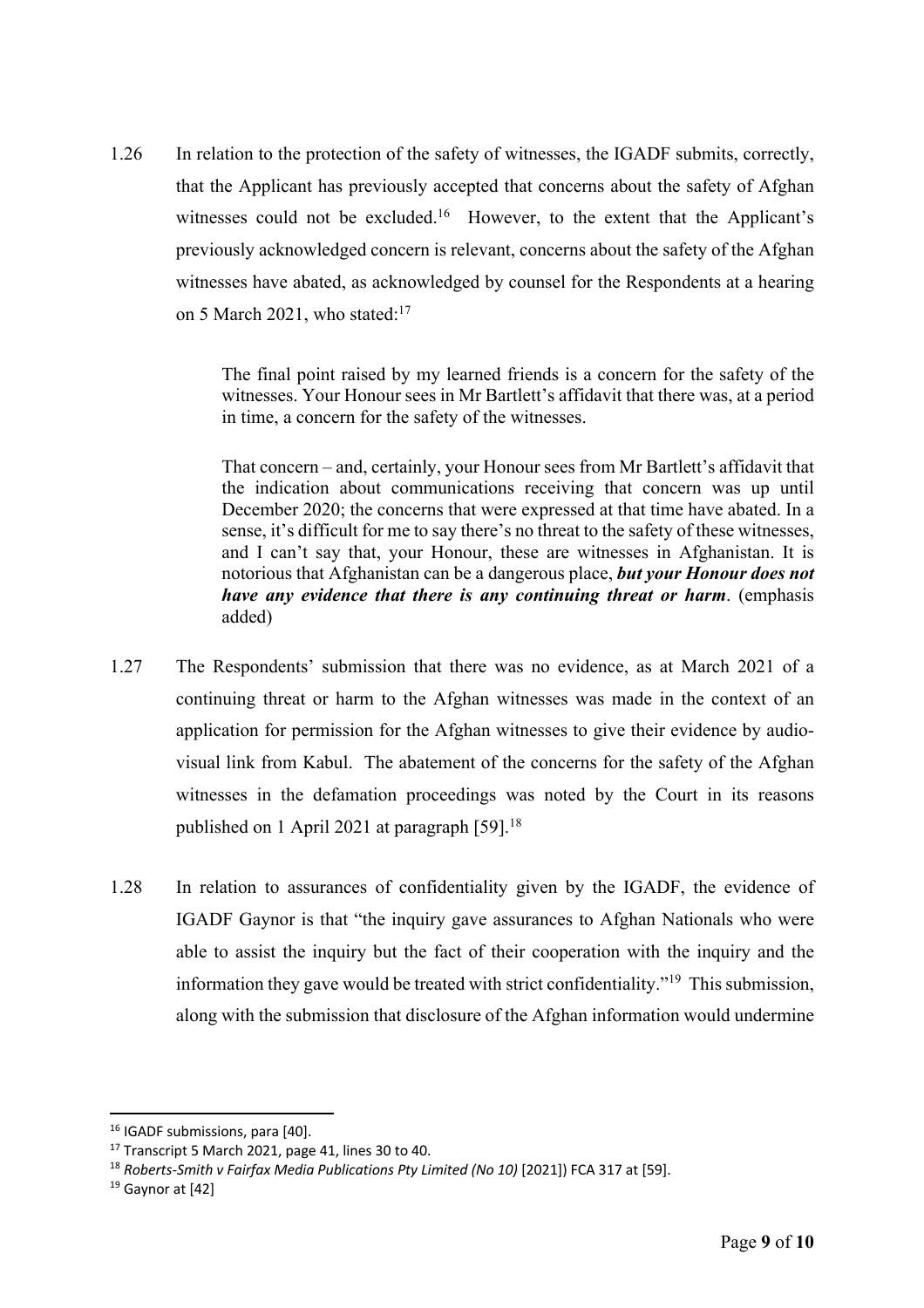1.26 In relation to the protection of the safety of witnesses, the IGADF submits, correctly, that the Applicant has previously accepted that concerns about the safety of Afghan witnesses could not be excluded.[16] However, to the extent that the Applicant's previously acknowledged concern is relevant, concerns about the safety of the Afghan witnesses have abated, as acknowledged by counsel for the Respondents at a hearing on 5 March 2021, who stated:[17]

> The final point raised by my learned friends is a concern for the safety of the witnesses. Your Honour sees in Mr Bartlett's affidavit that there was, at a period in time, a concern for the safety of the witnesses.
>
> That concern – and, certainly, your Honour sees from Mr Bartlett's affidavit that the indication about communications receiving that concern was up until December 2020; the concerns that were expressed at that time have abated. In a sense, it's difficult for me to say there's no threat to the safety of these witnesses, and I can't say that, your Honour, these are witnesses in Afghanistan. It is notorious that Afghanistan can be a dangerous place, ***but your Honour does not have any evidence that there is any continuing threat or harm***. (emphasis added)

1.27 The Respondents' submission that there was no evidence, as at March 2021 of a continuing threat or harm to the Afghan witnesses was made in the context of an application for permission for the Afghan witnesses to give their evidence by audio-visual link from Kabul. The abatement of the concerns for the safety of the Afghan witnesses in the defamation proceedings was noted by the Court in its reasons published on 1 April 2021 at paragraph [59].[18]

1.28 In relation to assurances of confidentiality given by the IGADF, the evidence of IGADF Gaynor is that "the inquiry gave assurances to Afghan Nationals who were able to assist the inquiry but the fact of their cooperation with the inquiry and the information they gave would be treated with strict confidentiality."[19] This submission, along with the submission that disclosure of the Afghan information would undermine

---

[16] IGADF submissions, para [40].

[17] Transcript 5 March 2021, page 41, lines 30 to 40.

[18] *Roberts-Smith v Fairfax Media Publications Pty Limited (No 10)* [2021]) FCA 317 at [59].

[19] Gaynor at [42]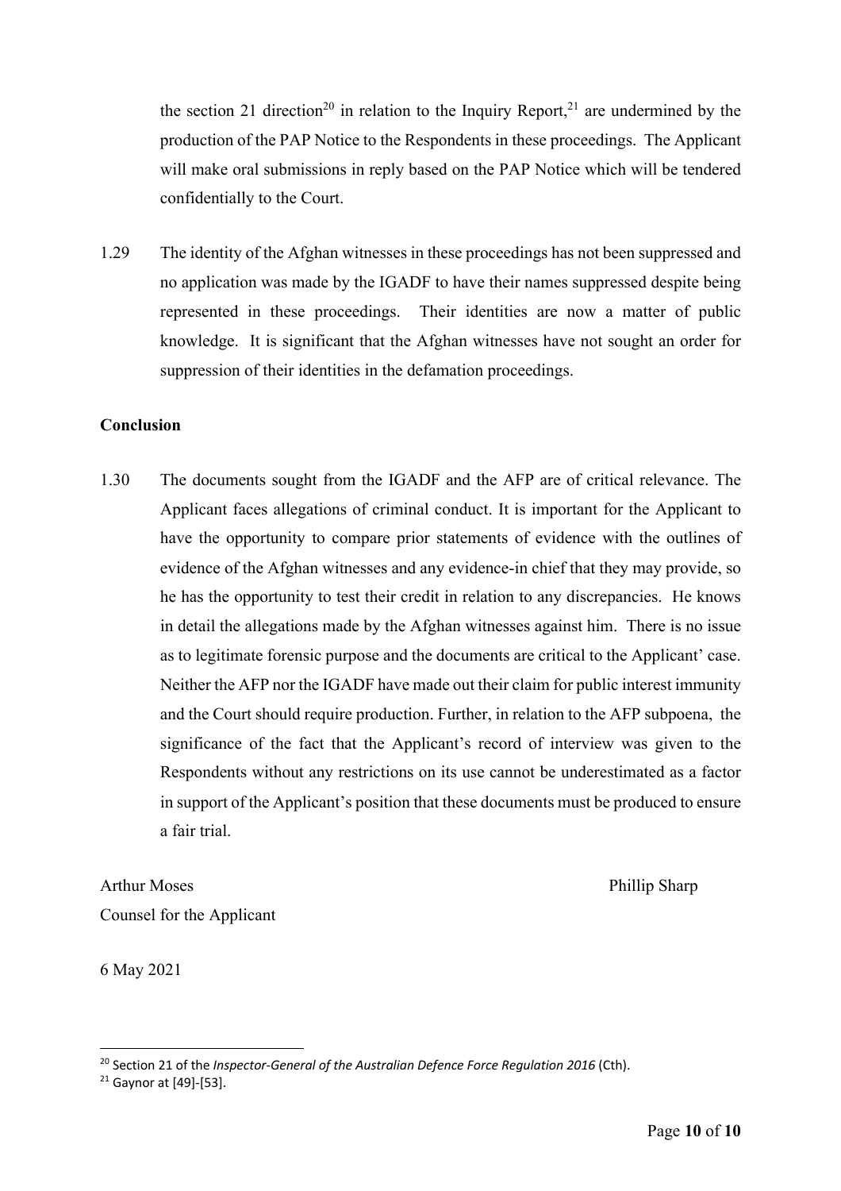the section 21 direction[20] in relation to the Inquiry Report,[21] are undermined by the production of the PAP Notice to the Respondents in these proceedings. The Applicant will make oral submissions in reply based on the PAP Notice which will be tendered confidentially to the Court.

1.29 The identity of the Afghan witnesses in these proceedings has not been suppressed and no application was made by the IGADF to have their names suppressed despite being represented in these proceedings. Their identities are now a matter of public knowledge. It is significant that the Afghan witnesses have not sought an order for suppression of their identities in the defamation proceedings.

**Conclusion**

1.30 The documents sought from the IGADF and the AFP are of critical relevance. The Applicant faces allegations of criminal conduct. It is important for the Applicant to have the opportunity to compare prior statements of evidence with the outlines of evidence of the Afghan witnesses and any evidence-in chief that they may provide, so he has the opportunity to test their credit in relation to any discrepancies. He knows in detail the allegations made by the Afghan witnesses against him. There is no issue as to legitimate forensic purpose and the documents are critical to the Applicant' case. Neither the AFP nor the IGADF have made out their claim for public interest immunity and the Court should require production. Further, in relation to the AFP subpoena, the significance of the fact that the Applicant's record of interview was given to the Respondents without any restrictions on its use cannot be underestimated as a factor in support of the Applicant's position that these documents must be produced to ensure a fair trial.

Arthur Moses                                                                                    Phillip Sharp

Counsel for the Applicant

6 May 2021

---

[20] Section 21 of the *Inspector-General of the Australian Defence Force Regulation 2016* (Cth).

[21] Gaynor at [49]-[53].